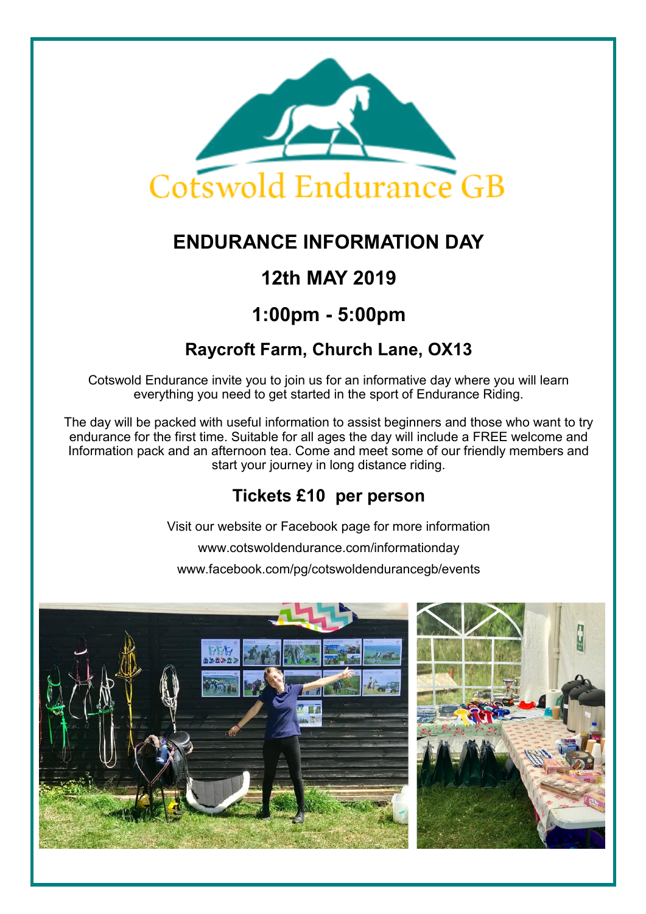Cotswold Endurance GB

# ENDURANCE INFORMATION DAY

## 12th MAY 2019

## 1:00pm - 5:00pm

### Raycroft Farm, Church Lane, OX13

Cotswold Endurance invite you to join us for an informative day where you will learn everything you need to get started in the sport of Endurance Riding.

The day will be packed with useful information to assist beginners and those who want to try endurance for the first time. Suitable for all ages the day will include a FREE welcome and Information pack and an afternoon tea. Come and meet some of our friendly members and start your journey in long distance riding.

### Tickets £10 per person

Visit our website or Facebook page for more information

www.cotswoldendurance.com/informationday

www.facebook.com/pg/cotswoldendurancegb/events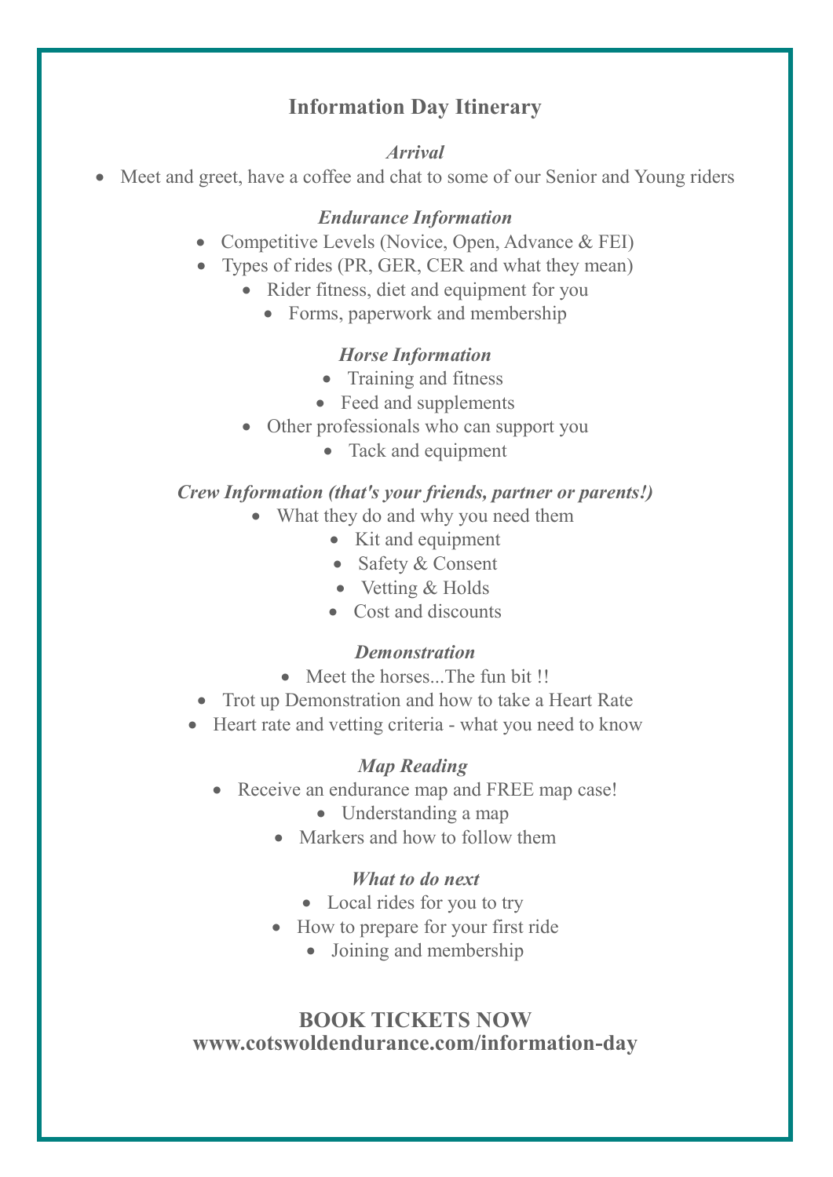## Information Day Itinerary

### *Arrival*

- Meet and greet, have a coffee and chat to some of our Senior and Young riders

### *Endurance Information*

- Competitive Levels (Novice, Open, Advance & FEI)
- Types of rides (PR, GER, CER and what they mean)
- Rider fitness, diet and equipment for you
- Forms, paperwork and membership

### *Horse Information*

- Training and fitness
- Feed and supplements
- Other professionals who can support you
- Tack and equipment

### *Crew Information (that's your friends, partner or parents!)*

- What they do and why you need them
- Kit and equipment
- Safety & Consent
- Vetting & Holds
- Cost and discounts

### *Demonstration*

- Meet the horses...The fun bit !!
- Trot up Demonstration and how to take a Heart Rate
- Heart rate and vetting criteria - what you need to know

### *Map Reading*

- Receive an endurance map and FREE map case!
- Understanding a map
- Markers and how to follow them

### *What to do next*

- Local rides for you to try
- How to prepare for your first ride
- Joining and membership

**BOOK TICKETS NOW**
**www.cotswoldendurance.com/information-day**